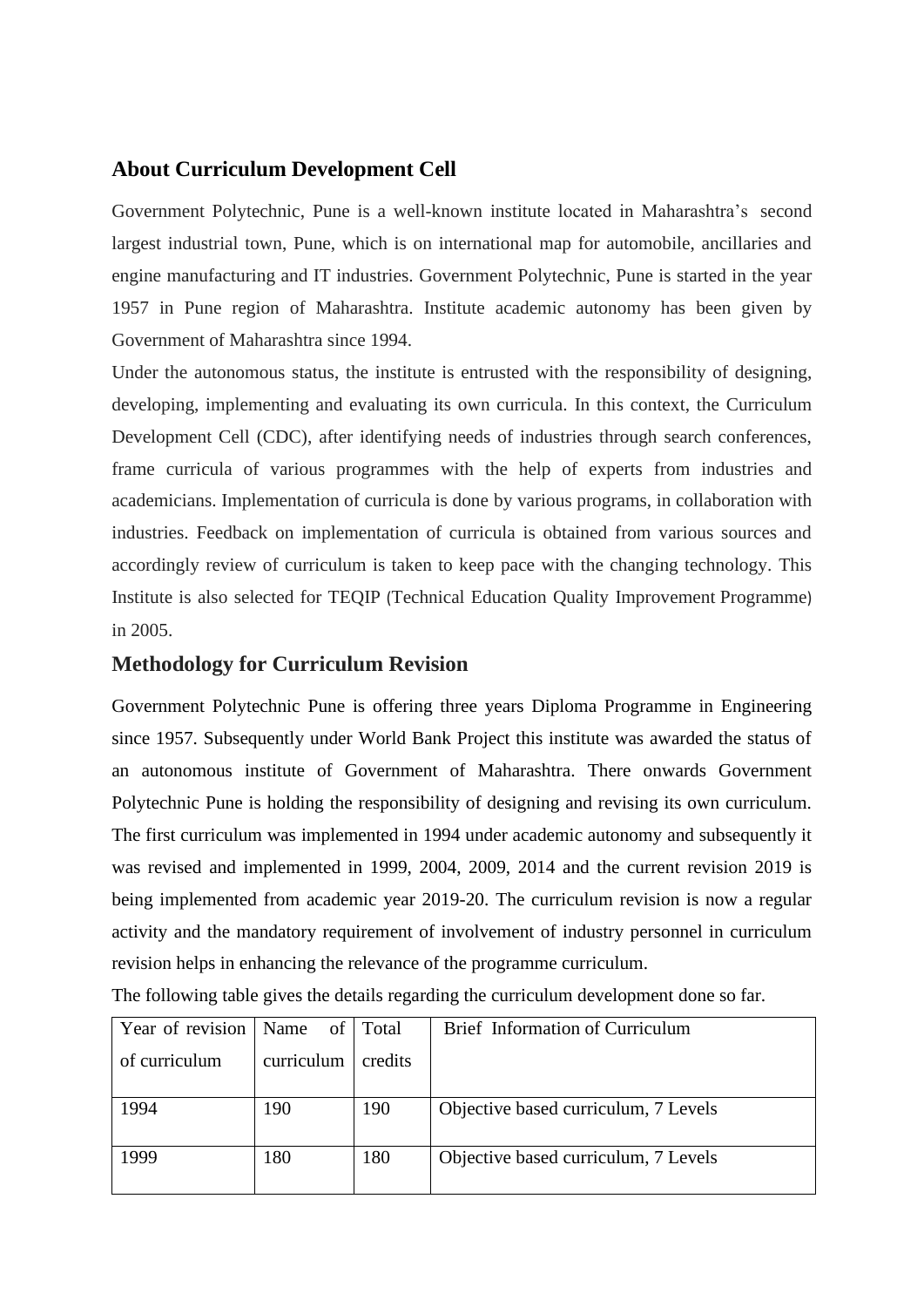## About Curriculum Development Cell

Government Polytechnic, Pune is a well-known institute located in Maharashtra's second largest industrial town, Pune, which is on international map for automobile, ancillaries and engine manufacturing and IT industries. Government Polytechnic, Pune is started in the year 1957 in Pune region of Maharashtra. Institute academic autonomy has been given by Government of Maharashtra since 1994.

Under the autonomous status, the institute is entrusted with the responsibility of designing, developing, implementing and evaluating its own curricula. In this context, the Curriculum Development Cell (CDC), after identifying needs of industries through search conferences, frame curricula of various programmes with the help of experts from industries and academicians. Implementation of curricula is done by various programs, in collaboration with industries. Feedback on implementation of curricula is obtained from various sources and accordingly review of curriculum is taken to keep pace with the changing technology. This Institute is also selected for TEQIP (Technical Education Quality Improvement Programme) in 2005.

## Methodology for Curriculum Revision

Government Polytechnic Pune is offering three years Diploma Programme in Engineering since 1957. Subsequently under World Bank Project this institute was awarded the status of an autonomous institute of Government of Maharashtra. There onwards Government Polytechnic Pune is holding the responsibility of designing and revising its own curriculum. The first curriculum was implemented in 1994 under academic autonomy and subsequently it was revised and implemented in 1999, 2004, 2009, 2014 and the current revision 2019 is being implemented from academic year 2019-20. The curriculum revision is now a regular activity and the mandatory requirement of involvement of industry personnel in curriculum revision helps in enhancing the relevance of the programme curriculum.

The following table gives the details regarding the curriculum development done so far.

| Year of revision of curriculum | Name of curriculum | Total credits | Brief Information of Curriculum |
|---|---|---|---|
| 1994 | 190 | 190 | Objective based curriculum, 7 Levels |
| 1999 | 180 | 180 | Objective based curriculum, 7 Levels |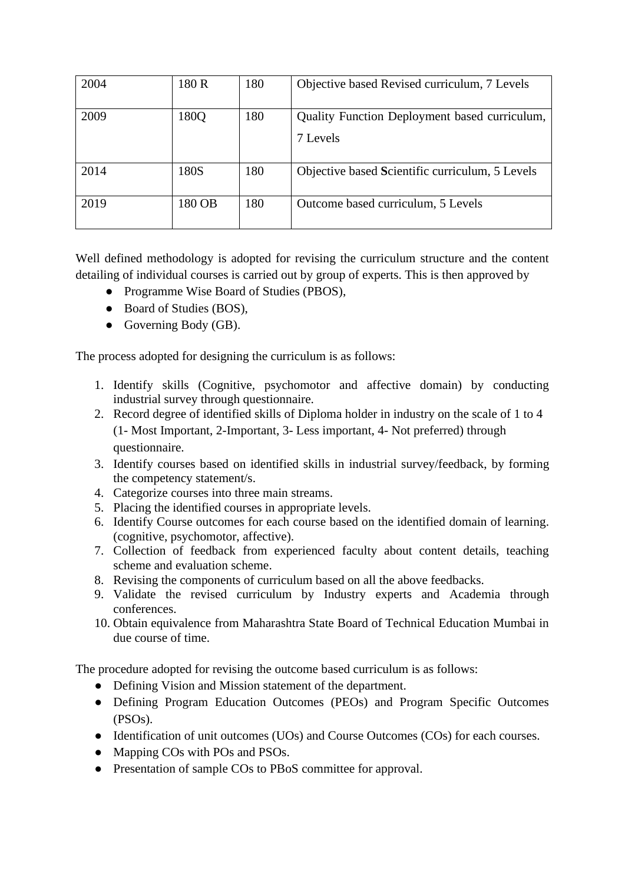| 2004 | 180 R | 180 | Objective based Revised curriculum, 7 Levels |
|---|---|---|---|
| 2009 | 180Q | 180 | Quality Function Deployment based curriculum, 7 Levels |
| 2014 | 180S | 180 | Objective based **S**cientific curriculum, 5 Levels |
| 2019 | 180 OB | 180 | Outcome based curriculum, 5 Levels |

Well defined methodology is adopted for revising the curriculum structure and the content detailing of individual courses is carried out by group of experts. This is then approved by

- Programme Wise Board of Studies (PBOS),
- Board of Studies (BOS),
- Governing Body (GB).

The process adopted for designing the curriculum is as follows:

1. Identify skills (Cognitive, psychomotor and affective domain) by conducting industrial survey through questionnaire.
2. Record degree of identified skills of Diploma holder in industry on the scale of 1 to 4 (1- Most Important, 2-Important, 3- Less important, 4- Not preferred) through questionnaire.
3. Identify courses based on identified skills in industrial survey/feedback, by forming the competency statement/s.
4. Categorize courses into three main streams.
5. Placing the identified courses in appropriate levels.
6. Identify Course outcomes for each course based on the identified domain of learning. (cognitive, psychomotor, affective).
7. Collection of feedback from experienced faculty about content details, teaching scheme and evaluation scheme.
8. Revising the components of curriculum based on all the above feedbacks.
9. Validate the revised curriculum by Industry experts and Academia through conferences.
10. Obtain equivalence from Maharashtra State Board of Technical Education Mumbai in due course of time.

The procedure adopted for revising the outcome based curriculum is as follows:

- Defining Vision and Mission statement of the department.
- Defining Program Education Outcomes (PEOs) and Program Specific Outcomes (PSOs).
- Identification of unit outcomes (UOs) and Course Outcomes (COs) for each courses.
- Mapping COs with POs and PSOs.
- Presentation of sample COs to PBoS committee for approval.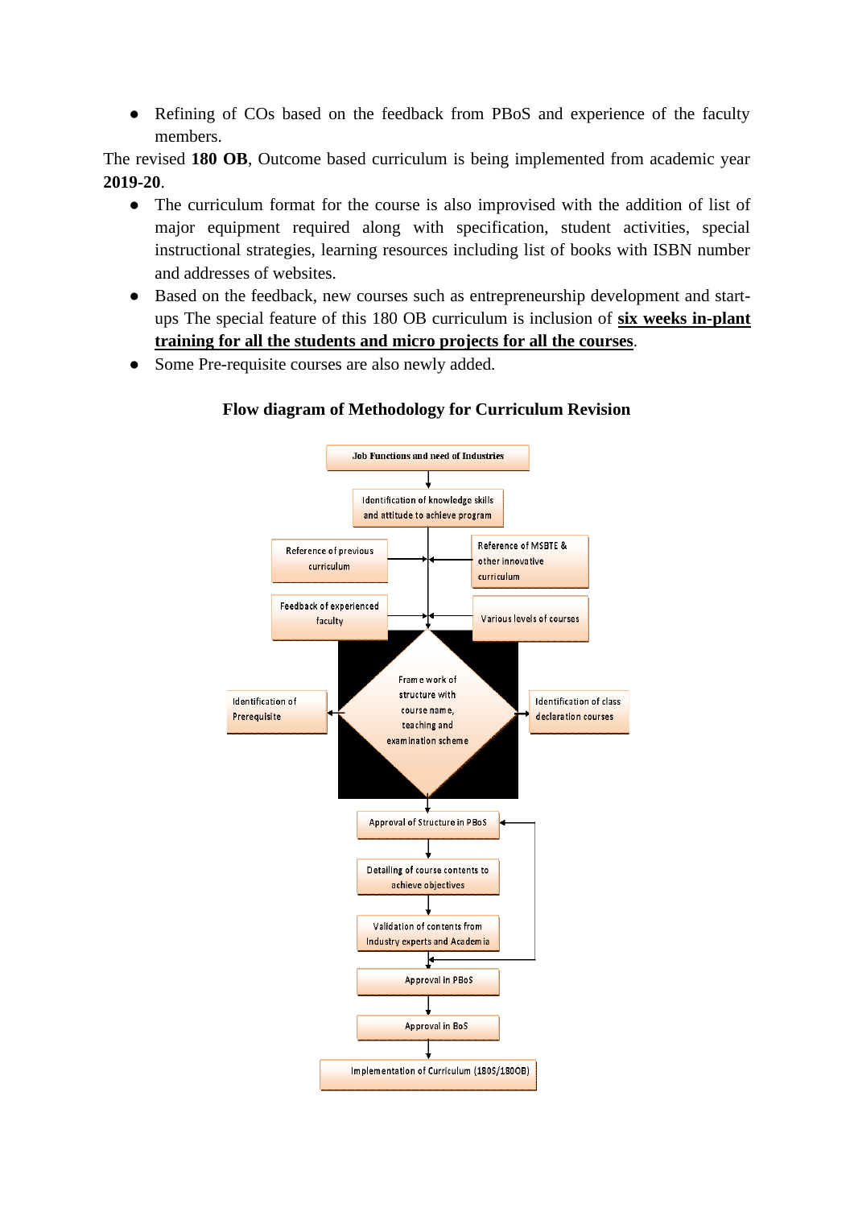- Refining of COs based on the feedback from PBoS and experience of the faculty members.

The revised **180 OB**, Outcome based curriculum is being implemented from academic year **2019-20**.

- The curriculum format for the course is also improvised with the addition of list of major equipment required along with specification, student activities, special instructional strategies, learning resources including list of books with ISBN number and addresses of websites.
- Based on the feedback, new courses such as entrepreneurship development and start-ups The special feature of this 180 OB curriculum is inclusion of **six weeks in-plant training for all the students and micro projects for all the courses**.
- Some Pre-requisite courses are also newly added.

**Flow diagram of Methodology for Curriculum Revision**

Job Functions and need of Industries

Identification of knowledge skills and attitude to achieve program

Reference of previous curriculum

Reference of MSBTE & other innovative curriculum

Feedback of experienced faculty

Various levels of courses

Frame work of structure with course name, teaching and examination scheme

Identification of Prerequisite

Identification of class declaration courses

Approval of Structure in PBoS

Detailing of course contents to achieve objectives

Validation of contents from Industry experts and Academia

Approval in PBoS

Approval in BoS

Implementation of Curriculum (180S/180OB)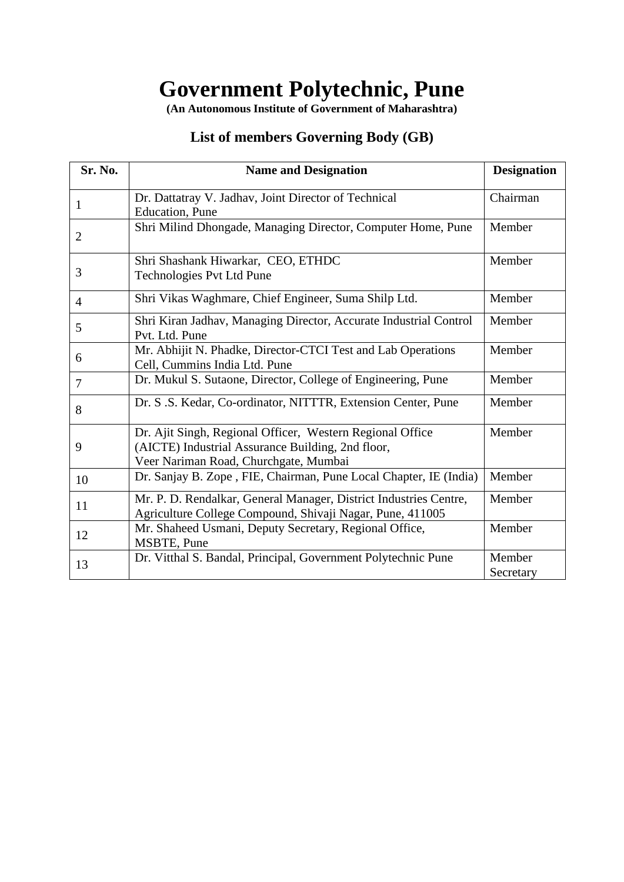# Government Polytechnic, Pune

**(An Autonomous Institute of Government of Maharashtra)**

## List of members Governing Body (GB)

| Sr. No. | Name and Designation | Designation |
|---|---|---|
| 1 | Dr. Dattatray V. Jadhav, Joint Director of Technical Education, Pune | Chairman |
| 2 | Shri Milind Dhongade, Managing Director, Computer Home, Pune | Member |
| 3 | Shri Shashank Hiwarkar, CEO, ETHDC Technologies Pvt Ltd Pune | Member |
| 4 | Shri Vikas Waghmare, Chief Engineer, Suma Shilp Ltd. | Member |
| 5 | Shri Kiran Jadhav, Managing Director, Accurate Industrial Control Pvt. Ltd. Pune | Member |
| 6 | Mr. Abhijit N. Phadke, Director-CTCI Test and Lab Operations Cell, Cummins India Ltd. Pune | Member |
| 7 | Dr. Mukul S. Sutaone, Director, College of Engineering, Pune | Member |
| 8 | Dr. S .S. Kedar, Co-ordinator, NITTTR, Extension Center, Pune | Member |
| 9 | Dr. Ajit Singh, Regional Officer, Western Regional Office (AICTE) Industrial Assurance Building, 2nd floor, Veer Nariman Road, Churchgate, Mumbai | Member |
| 10 | Dr. Sanjay B. Zope , FIE, Chairman, Pune Local Chapter, IE (India) | Member |
| 11 | Mr. P. D. Rendalkar, General Manager, District Industries Centre, Agriculture College Compound, Shivaji Nagar, Pune, 411005 | Member |
| 12 | Mr. Shaheed Usmani, Deputy Secretary, Regional Office, MSBTE, Pune | Member |
| 13 | Dr. Vitthal S. Bandal, Principal, Government Polytechnic Pune | Member Secretary |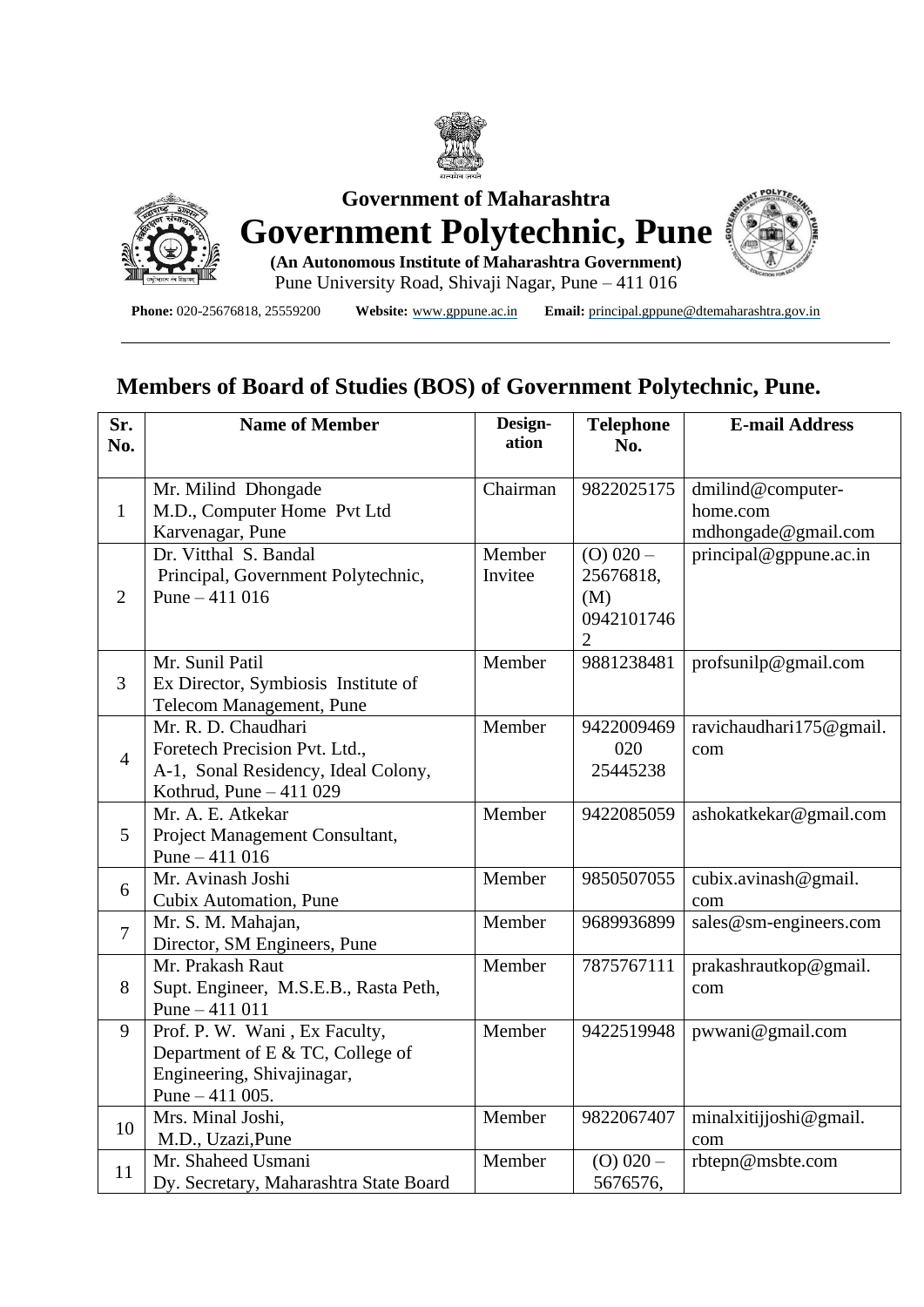Government of Maharashtra

# Government Polytechnic, Pune

**(An Autonomous Institute of Maharashtra Government)**

Pune University Road, Shivaji Nagar, Pune – 411 016

**Phone:** 020-25676818, 25559200 **Website:** www.gppune.ac.in **Email:** principal.gppune@dtemaharashtra.gov.in

## Members of Board of Studies (BOS) of Government Polytechnic, Pune.

| Sr. No. | Name of Member | Design-ation | Telephone No. | E-mail Address |
|---|---|---|---|---|
| 1 | Mr. Milind Dhongade<br>M.D., Computer Home Pvt Ltd<br>Karvenagar, Pune | Chairman | 9822025175 | dmilind@computer-home.com<br>mdhongade@gmail.com |
| 2 | Dr. Vitthal S. Bandal<br>Principal, Government Polytechnic, Pune – 411 016 | Member Invitee | (O) 020 – 25676818, (M) 09421017462 | principal@gppune.ac.in |
| 3 | Mr. Sunil Patil<br>Ex Director, Symbiosis Institute of Telecom Management, Pune | Member | 9881238481 | profsunilp@gmail.com |
| 4 | Mr. R. D. Chaudhari<br>Foretech Precision Pvt. Ltd.,<br>A-1, Sonal Residency, Ideal Colony,<br>Kothrud, Pune – 411 029 | Member | 9422009469<br>020 25445238 | ravichaudhari175@gmail.com |
| 5 | Mr. A. E. Atkekar<br>Project Management Consultant,<br>Pune – 411 016 | Member | 9422085059 | ashokatkekar@gmail.com |
| 6 | Mr. Avinash Joshi<br>Cubix Automation, Pune | Member | 9850507055 | cubix.avinash@gmail.com |
| 7 | Mr. S. M. Mahajan,<br>Director, SM Engineers, Pune | Member | 9689936899 | sales@sm-engineers.com |
| 8 | Mr. Prakash Raut<br>Supt. Engineer, M.S.E.B., Rasta Peth,<br>Pune – 411 011 | Member | 7875767111 | prakashrautkop@gmail.com |
| 9 | Prof. P. W. Wani , Ex Faculty,<br>Department of E & TC, College of Engineering, Shivajinagar,<br>Pune – 411 005. | Member | 9422519948 | pwwani@gmail.com |
| 10 | Mrs. Minal Joshi,<br>M.D., Uzazi,Pune | Member | 9822067407 | minalxitijjoshi@gmail.com |
| 11 | Mr. Shaheed Usmani<br>Dy. Secretary, Maharashtra State Board | Member | (O) 020 – 5676576, | rbtepn@msbte.com |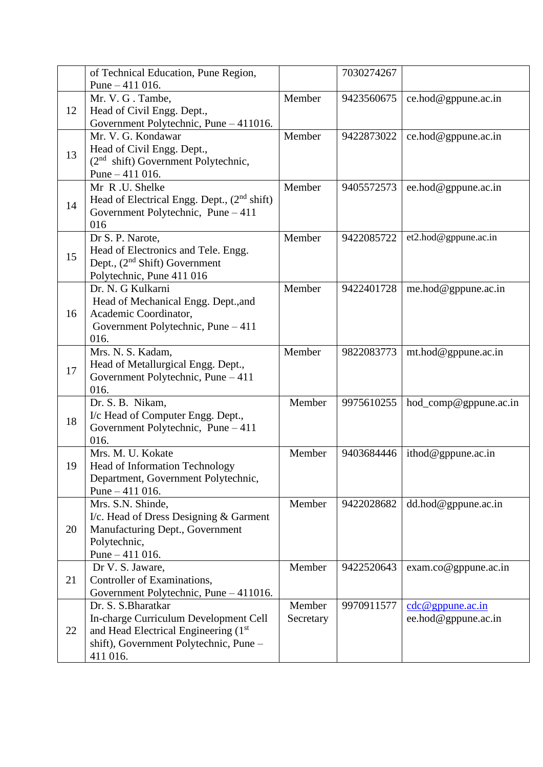|  |  |  |  |  |
|---|---|---|---|---|
|  | of Technical Education, Pune Region, Pune – 411 016. |  | 7030274267 |  |
| 12 | Mr. V. G . Tambe, Head of Civil Engg. Dept., Government Polytechnic, Pune – 411016. | Member | 9423560675 | ce.hod@gppune.ac.in |
| 13 | Mr. V. G. Kondawar Head of Civil Engg. Dept., (2nd shift) Government Polytechnic, Pune – 411 016. | Member | 9422873022 | ce.hod@gppune.ac.in |
| 14 | Mr R .U. Shelke Head of Electrical Engg. Dept., (2nd shift) Government Polytechnic, Pune – 411 016 | Member | 9405572573 | ee.hod@gppune.ac.in |
| 15 | Dr S. P. Narote, Head of Electronics and Tele. Engg. Dept., (2nd Shift) Government Polytechnic, Pune 411 016 | Member | 9422085722 | et2.hod@gppune.ac.in |
| 16 | Dr. N. G Kulkarni Head of Mechanical Engg. Dept.,and Academic Coordinator, Government Polytechnic, Pune – 411 016. | Member | 9422401728 | me.hod@gppune.ac.in |
| 17 | Mrs. N. S. Kadam, Head of Metallurgical Engg. Dept., Government Polytechnic, Pune – 411 016. | Member | 9822083773 | mt.hod@gppune.ac.in |
| 18 | Dr. S. B. Nikam, I/c Head of Computer Engg. Dept., Government Polytechnic, Pune – 411 016. | Member | 9975610255 | hod_comp@gppune.ac.in |
| 19 | Mrs. M. U. Kokate Head of Information Technology Department, Government Polytechnic, Pune – 411 016. | Member | 9403684446 | ithod@gppune.ac.in |
| 20 | Mrs. S.N. Shinde, I/c. Head of Dress Designing & Garment Manufacturing Dept., Government Polytechnic, Pune – 411 016. | Member | 9422028682 | dd.hod@gppune.ac.in |
| 21 | Dr V. S. Jaware, Controller of Examinations, Government Polytechnic, Pune – 411016. | Member | 9422520643 | exam.co@gppune.ac.in |
| 22 | Dr. S. S.Bharatkar In-charge Curriculum Development Cell and Head Electrical Engineering (1st shift), Government Polytechnic, Pune – 411 016. | Member Secretary | 9970911577 | cdc@gppune.ac.in ee.hod@gppune.ac.in |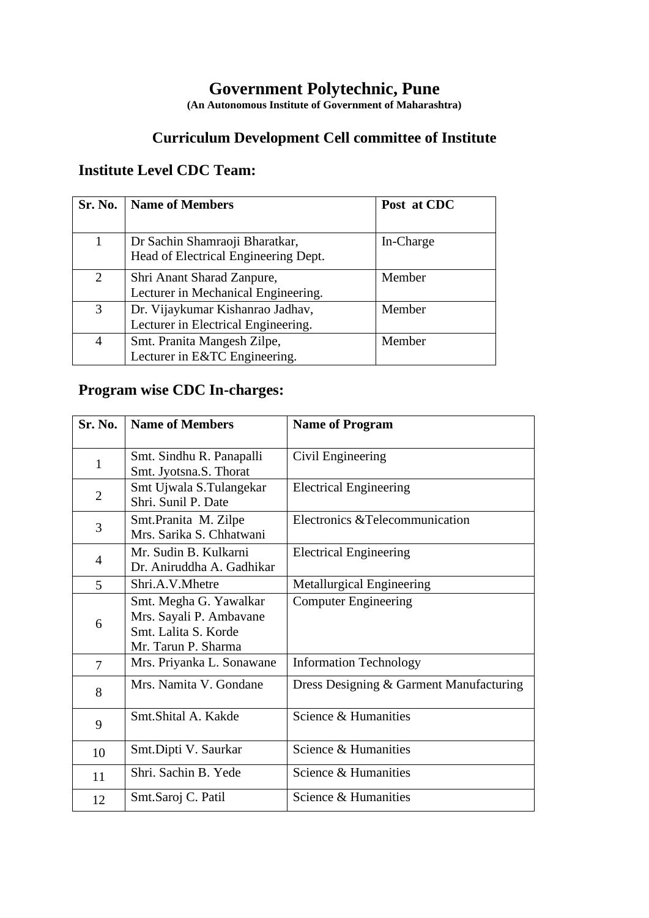# Government Polytechnic, Pune

**(An Autonomous Institute of Government of Maharashtra)**

## Curriculum Development Cell committee of Institute

### Institute Level CDC Team:

| Sr. No. | Name of Members | Post at CDC |
|---|---|---|
| 1 | Dr Sachin Shamraoji Bharatkar, Head of Electrical Engineering Dept. | In-Charge |
| 2 | Shri Anant Sharad Zanpure, Lecturer in Mechanical Engineering. | Member |
| 3 | Dr. Vijaykumar Kishanrao Jadhav, Lecturer in Electrical Engineering. | Member |
| 4 | Smt. Pranita Mangesh Zilpe, Lecturer in E&TC Engineering. | Member |

### Program wise CDC In-charges:

| Sr. No. | Name of Members | Name of Program |
|---|---|---|
| 1 | Smt. Sindhu R. Panapalli<br>Smt. Jyotsna.S. Thorat | Civil Engineering |
| 2 | Smt Ujwala S.Tulangekar<br>Shri. Sunil P. Date | Electrical Engineering |
| 3 | Smt.Pranita M. Zilpe<br>Mrs. Sarika S. Chhatwani | Electronics &Telecommunication |
| 4 | Mr. Sudin B. Kulkarni<br>Dr. Aniruddha A. Gadhikar | Electrical Engineering |
| 5 | Shri.A.V.Mhetre | Metallurgical Engineering |
| 6 | Smt. Megha G. Yawalkar<br>Mrs. Sayali P. Ambavane<br>Smt. Lalita S. Korde<br>Mr. Tarun P. Sharma | Computer Engineering |
| 7 | Mrs. Priyanka L. Sonawane | Information Technology |
| 8 | Mrs. Namita V. Gondane | Dress Designing & Garment Manufacturing |
| 9 | Smt.Shital A. Kakde | Science & Humanities |
| 10 | Smt.Dipti V. Saurkar | Science & Humanities |
| 11 | Shri. Sachin B. Yede | Science & Humanities |
| 12 | Smt.Saroj C. Patil | Science & Humanities |